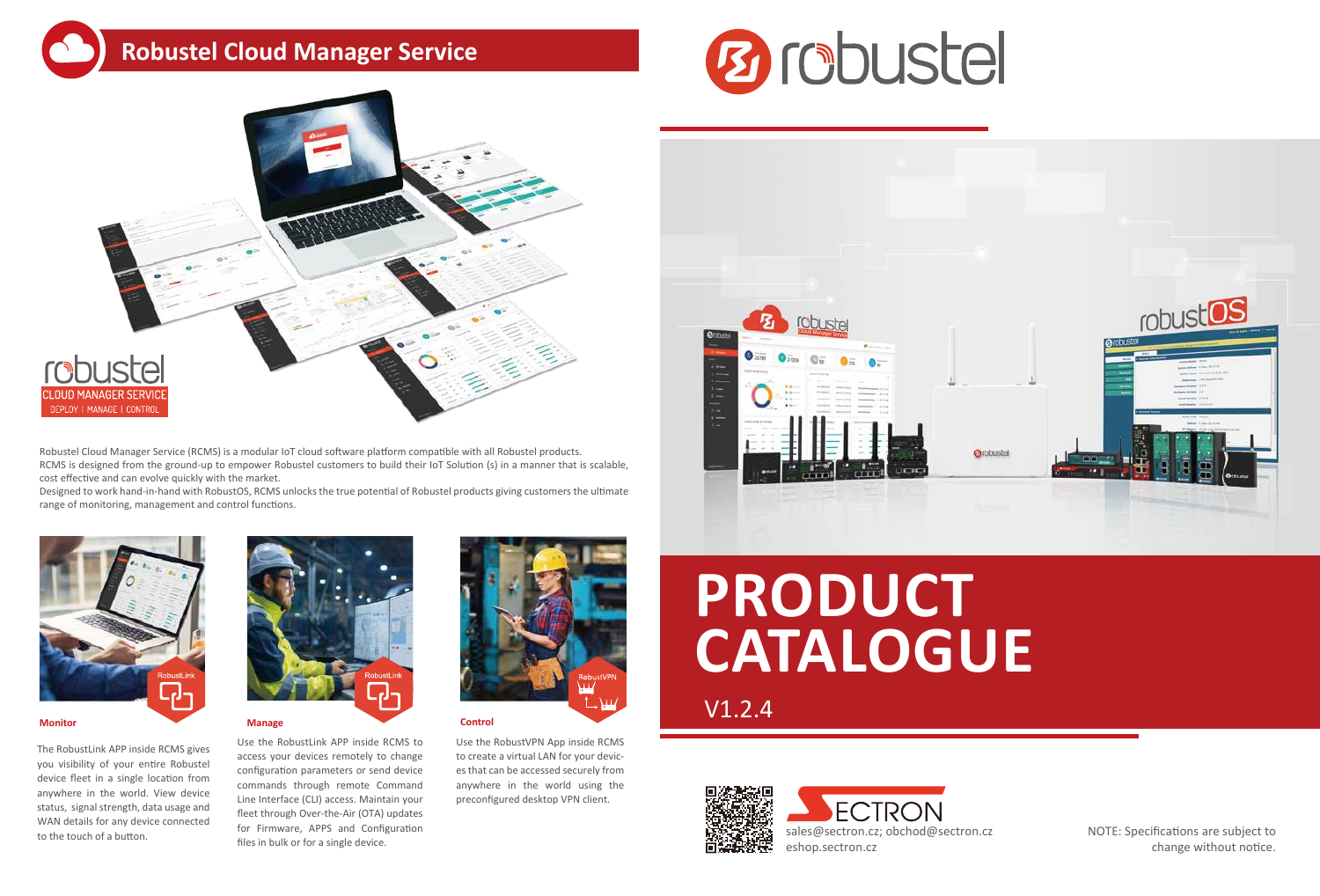# Robustel Cloud Manager Service

robustel
CLOUD MANAGER SERVICE
DEPLOY | MANAGE | CONTROL

Robustel Cloud Manager Service (RCMS) is a modular IoT cloud software platform compatible with all Robustel products. RCMS is designed from the ground-up to empower Robustel customers to build their IoT Solution (s) in a manner that is scalable, cost effective and can evolve quickly with the market.
Designed to work hand-in-hand with RobustOS, RCMS unlocks the true potential of Robustel products giving customers the ultimate range of monitoring, management and control functions.

### Monitor

The RobustLink APP inside RCMS gives you visibility of your entire Robustel device fleet in a single location from anywhere in the world. View device status, signal strength, data usage and WAN details for any device connected to the touch of a button.

### Manage

Use the RobustLink APP inside RCMS to access your devices remotely to change configuration parameters or send device commands through remote Command Line Interface (CLI) access. Maintain your fleet through Over-the-Air (OTA) updates for Firmware, APPS and Configuration files in bulk or for a single device.

### Control

Use the RobustVPN App inside RCMS to create a virtual LAN for your devices that can be accessed securely from anywhere in the world using the preconfigured desktop VPN client.

robustel

# PRODUCT CATALOGUE

V1.2.4

SECTRON
sales@sectron.cz; obchod@sectron.cz
eshop.sectron.cz

NOTE: Specifications are subject to change without notice.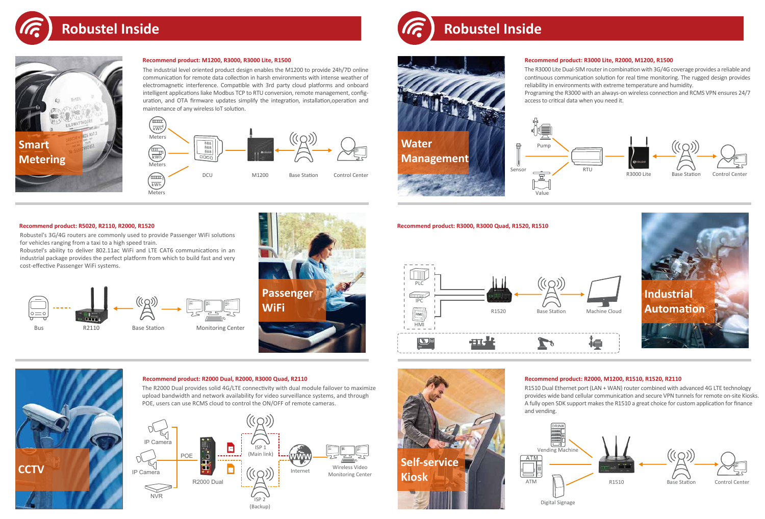# Robustel Inside

## Smart Metering

**Recommend product: M1200, R3000, R3000 Lite, R1500**

The industrial level oriented product design enables the M1200 to provide 24h/7D online communication for remote data collection in harsh environments with intense weather of electromagnetic interference. Compatible with 3rd party cloud platforms and onboard intelligent applications liake Modbus TCP to RTU conversion, remote management, configuration, and OTA firmware updates simplify the integration, installation,operation and maintenance of any wireless IoT solution.

Meters · Meters · Meters · DCU · M1200 · Base Station · Control Center

## Passenger WiFi

**Recommend product: R5020, R2110, R2000, R1520**

Robustel's 3G/4G routers are commonly used to provide Passenger WiFi solutions for vehicles ranging from a taxi to a high speed train.
Robustel's ability to deliver 802.11ac WiFi and LTE CAT6 communications in an industrial package provides the perfect platform from which to build fast and very cost-effective Passenger WiFi systems.

Bus · R2110 · Base Station · Monitoring Center

## CCTV

**Recommend product: R2000 Dual, R2000, R3000 Quad, R2110**

The R2000 Dual provides solid 4G/LTE connectivity with dual module failover to maximize upload bandwidth and network availability for video surveillance systems, and through POE, users can use RCMS cloud to control the ON/OFF of remote cameras.

IP Camera · IP Camera · NVR · POE · R2000 Dual · ISP 1 (Main link) · ISP 2 (Backup) · Internet · Wireless Video Monitoring Center

# Robustel Inside

## Water Management

**Recommend product: R3000 Lite, R2000, M1200, R1500**

The R3000 Lite Dual-SIM router in combination with 3G/4G coverage provides a reliable and continuous communication solution for real time monitoring. The rugged design provides reliability in environments with extreme temperature and humidity.
Programing the R3000 with an always-on wireless connection and RCMS VPN ensures 24/7 access to critical data when you need it.

Pump · Sensor · Value · RTU · R3000 Lite · Base Station · Control Center

## Industrial Automation

**Recommend product: R3000, R3000 Quad, R1520, R1510**

PLC · IPC · HMI · R1520 · Base Station · Machine Cloud

## Self-service Kiosk

**Recommend product: R2000, M1200, R1510, R1520, R2110**

R1510 Dual Ethernet port (LAN + WAN) router combined with advanced 4G LTE technology provides wide band cellular communication and secure VPN tunnels for remote on-site Kiosks. A fully open SDK support makes the R1510 a great choice for custom application for finance and vending.

Vending Machine · ATM · Digital Signage · R1510 · Base Station · Control Center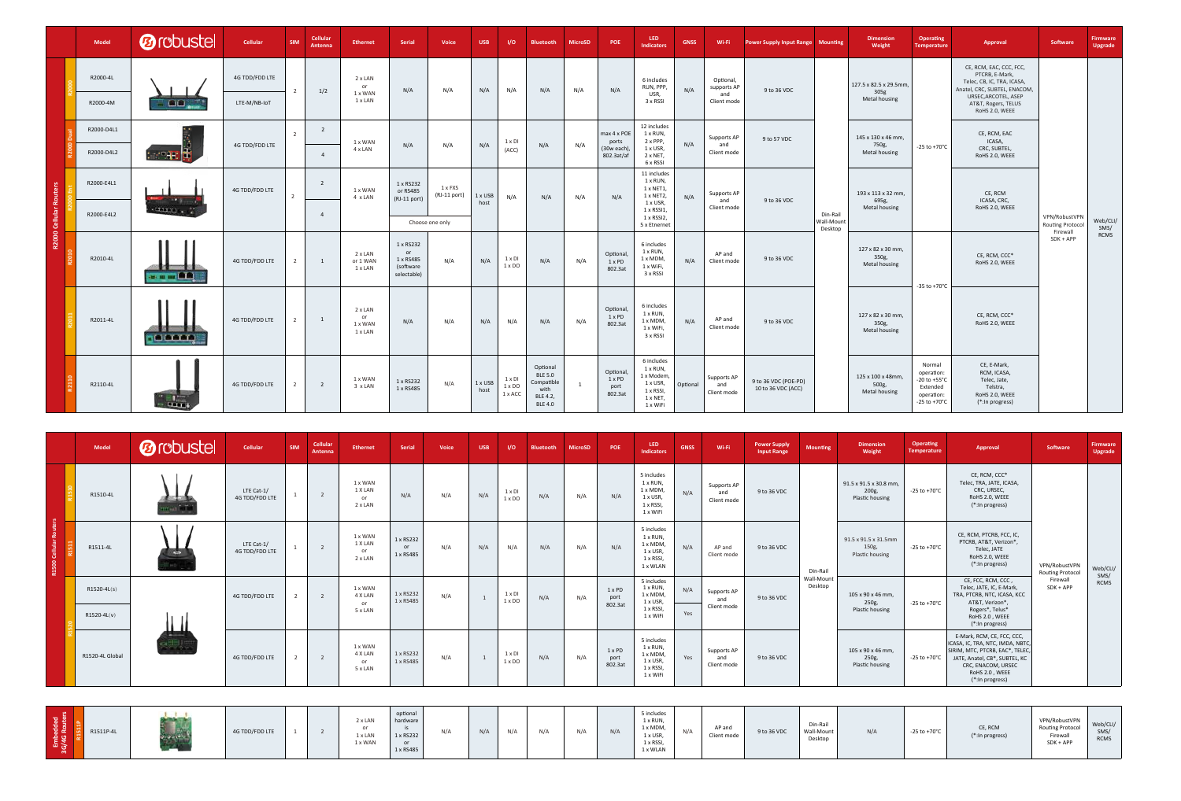| | Model | robustel | Cellular | SIM | Cellular Antenna | Ethernet | Serial | Voice | USB | I/O | Bluetooth | MicroSD | POE | LED Indicators | GNSS | Wi-Fi | Power Supply Input Range | Mounting | Dimension Weight | Operating Temperature | Approval | Software | Firmware Upgrade |
|---|---|---|---|---|---|---|---|---|---|---|---|---|---|---|---|---|---|---|---|---|---|---|---|
| R2000 Cellular Routers – R2000 | R2000-4L | | 4G TDD/FDD LTE | 2 | 1/2 | 2 x LAN or 1 x WAN 1 x LAN | N/A | N/A | N/A | N/A | N/A | N/A | N/A | 6 includes RUN, PPP, USR, 3 x RSSI | N/A | Optional, supports AP and Client mode | 9 to 36 VDC | Din-Rail Wall-Mount Desktop | 127.5 x 82.5 x 29.5mm, 305g Metal housing | -25 to +70°C | CE, RCM, EAC, CCC, FCC, PTCRB, E-Mark, Telec, CB, IC, TRA, ICASA, Anatel, CRC, SUBTEL, ENACOM, URSEC,ARCOTEL, ASEP AT&T, Rogers, TELUS RoHS 2.0, WEEE | VPN/RobustVPN Routing Protocol Firewall SDK + APP | Web/CLI/ SMS/ RCMS |
| | R2000-4M | | LTE-M/NB-IoT | | | | | | | | | | | | | | | | | | | | |
| R2000 Dual | R2000-D4L1 | | 4G TDD/FDD LTE | 2 | 2 | 1 x WAN 4 x LAN | N/A | N/A | N/A | 1 x DI (ACC) | N/A | N/A | max 4 x POE ports (30w each), 802.3at/af | 12 includes 1 x RUN, 2 x PPP, 1 x USR, 2 x NET, 6 x RSSI | N/A | Supports AP and Client mode | 9 to 57 VDC | | 145 x 130 x 46 mm, 750g, Metal housing | | CE, RCM, EAC ICASA, CRC, SUBTEL, RoHS 2.0, WEEE | | |
| | R2000-D4L2 | | | | 4 | | | | | | | | | | | | | | | | | | |
| R2000 Ent | R2000-E4L1 | | 4G TDD/FDD LTE | 2 | 2 | 1 x WAN 4 x LAN | 1 x RS232 or RS485 (RJ-11 port) | 1 x FXS (RJ-11 port) | 1 x USB host | N/A | N/A | N/A | N/A | 11 includes 1 x RUN, 1 x NET1, 1 x NET2, 1 x USR, 1 x RSSI1, 1 x RSSI2, 5 x Etnernet | N/A | Supports AP and Client mode | 9 to 36 VDC | | 193 x 113 x 32 mm, 695g, Metal housing | | CE, RCM ICASA, CRC, RoHS 2.0, WEEE | | |
| | R2000-E4L2 | | | | 4 | | Choose one only | | | | | | | | | | | | | | | | |
| R2010 | R2010-4L | | 4G TDD/FDD LTE | 2 | 1 | 2 x LAN or 1 WAN 1 x LAN | 1 x RS232 or 1 x RS485 (software selectable) | N/A | N/A | 1 x DI 1 x DO | N/A | N/A | Optional, 1 x PD 802.3at | 6 includes 1 x RUN, 1 x MDM, 1 x WiFi, 3 x RSSI | N/A | AP and Client mode | 9 to 36 VDC | | 127 x 82 x 30 mm, 350g, Metal housing | -35 to +70°C | CE, RCM, CCC* RoHS 2.0, WEEE | | |
| R2011 | R2011-4L | | 4G TDD/FDD LTE | 2 | 1 | 2 x LAN or 1 x WAN 1 x LAN | N/A | N/A | N/A | N/A | N/A | N/A | Optional, 1 x PD 802.3at | 6 includes 1 x RUN, 1 x MDM, 1 x WiFi, 3 x RSSI | N/A | AP and Client mode | 9 to 36 VDC | | 127 x 82 x 30 mm, 350g, Metal housing | | CE, RCM, CCC* RoHS 2.0, WEEE | | |
| R2110 | R2110-4L | | 4G TDD/FDD LTE | 2 | 2 | 1 x WAN 3 x LAN | 1 x RS232 1 x RS485 | N/A | 1 x USB host | 1 x DI 1 x DO 1 x ACC | Optional BLE 5.0 Compatible with BLE 4.2, BLE 4.0 | 1 | Optional, 1 x PD port 802.3at | 6 includes 1 x RUN, 1 x Modem, 1 x USR, 1 x RSSI, 1 x NET, 1 x WiFi | Optional | Supports AP and Client mode | 9 to 36 VDC (POE-PD) 10 to 36 VDC (ACC) | | 125 x 100 x 48mm, 500g, Metal housing | Normal operation: -20 to +55°C Extended operation: -25 to +70°C | CE, E-Mark, RCM, ICASA, Telec, Jate, Telstra, RoHS 2.0, WEEE (*:In progress) | | |

| | Model | robustel | Cellular | SIM | Cellular Antenna | Ethernet | Serial | Voice | USB | I/O | Bluetooth | MicroSD | POE | LED Indicators | GNSS | Wi-Fi | Power Supply Input Range | Mounting | Dimension Weight | Operating Temperature | Approval | Software | Firmware Upgrade |
|---|---|---|---|---|---|---|---|---|---|---|---|---|---|---|---|---|---|---|---|---|---|---|---|
| R1500 Cellular Routers – R1510 | R1510-4L | | LTE Cat-1/ 4G TDD/FDD LTE | 1 | 2 | 1 x WAN 1 x LAN or 2 x LAN | N/A | N/A | N/A | 1 x DI 1 x DO | N/A | N/A | N/A | 5 includes 1 x RUN, 1 x MDM, 1 x USR, 1 x RSSI, 1 x WiFi | N/A | Supports AP and Client mode | 9 to 36 VDC | Din-Rail Wall-Mount Desktop | 91.5 x 91.5 x 30.8 mm, 200g, Plastic housing | -25 to +70°C | CE, RCM, CCC* Telec, TRA, JATE, ICASA, CRC, URSEC, RoHS 2.0, WEEE (*:In progress) | VPN/RobustVPN Routing Protocol Firewall SDK + APP | Web/CLI/ SMS/ RCMS |
| R1511 | R1511-4L | | LTE Cat-1/ 4G TDD/FDD LTE | 1 | 2 | 1 x WAN 1 x LAN or 2 x LAN | 1 x RS232 or 1 x RS485 | N/A | N/A | N/A | N/A | N/A | N/A | 5 includes 1 x RUN, 1 x MDM, 1 x USR, 1 x RSSI, 1 x WLAN | N/A | AP and Client mode | 9 to 36 VDC | | 91.5 x 91.5 x 31.5mm 150g, Plastic housing | -25 to +70°C | CE, RCM, PTCRB, FCC, IC, PTCRB, AT&T, Verizon*, Telec, JATE RoHS 2.0, WEEE (*:In progress) | | |
| R1520 | R1520-4L(s) | | 4G TDD/FDD LTE | 2 | 2 | 1 x WAN 4 x LAN or 5 x LAN | 1 x RS232 1 x RS485 | N/A | 1 | 1 x DI 1 x DO | N/A | N/A | 1 x PD port 802.3at | 5 includes 1 x RUN, 1 x MDM, 1 x USR, 1 x RSSI, 1 x WiFi | N/A | Supports AP and Client mode | 9 to 36 VDC | | 105 x 90 x 46 mm, 250g, Plastic housing | -25 to +70°C | CE, FCC, RCM, CCC , Telec, JATE, IC, E-Mark, TRA, PTCRB, NTC, ICASA, KCC AT&T, Verizon*, Rogers*, Telus* RoHS 2.0 , WEEE (*:In progress) | | |
| | R1520-4L(v) | | | | | | | | | | | | | | Yes | | | | | | | | |
| | R1520-4L Global | | 4G TDD/FDD LTE | 2 | 2 | 1 x WAN 4 x LAN or 5 x LAN | 1 x RS232 1 x RS485 | N/A | 1 | 1 x DI 1 x DO | N/A | N/A | 1 x PD port 802.3at | 5 includes 1 x RUN, 1 x MDM, 1 x USR, 1 x RSSI, 1 x WiFi | Yes | Supports AP and Client mode | 9 to 36 VDC | | 105 x 90 x 46 mm, 250g, Plastic housing | -25 to +70°C | E-Mark, RCM, CE, FCC, CCC, ICASA, IC, TRA, NTC, IMDA, NBTC, SIRIM, MTC, PTCRB, EAC*, TELEC, JATE, Anatel, CB*, SUBTEL, KC CRC, ENACOM, URSEC RoHS 2.0 , WEEE (*:In progress) | | |

| | Model | robustel | Cellular | SIM | Cellular Antenna | Ethernet | Serial | Voice | USB | I/O | Bluetooth | MicroSD | POE | LED Indicators | GNSS | Wi-Fi | Power Supply Input Range | Mounting | Dimension Weight | Operating Temperature | Approval | Software | Firmware Upgrade |
|---|---|---|---|---|---|---|---|---|---|---|---|---|---|---|---|---|---|---|---|---|---|---|---|
| Embedded 3G/4G Routers – R1511P | R1511P-4L | | 4G TDD/FDD LTE | 1 | 2 | 2 x LAN or 1 x LAN 1 x WAN | optional hardware is 1 x RS232 or 1 x RS485 | N/A | N/A | N/A | N/A | N/A | N/A | 5 includes 1 x RUN, 1 x MDM, 1 x USR, 1 x RSSI, 1 x WLAN | N/A | AP and Client mode | 9 to 36 VDC | Din-Rail Wall-Mount Desktop | N/A | -25 to +70°C | CE, RCM (*:In progress) | VPN/RobustVPN Routing Protocol Firewall SDK + APP | Web/CLI/ SMS/ RCMS |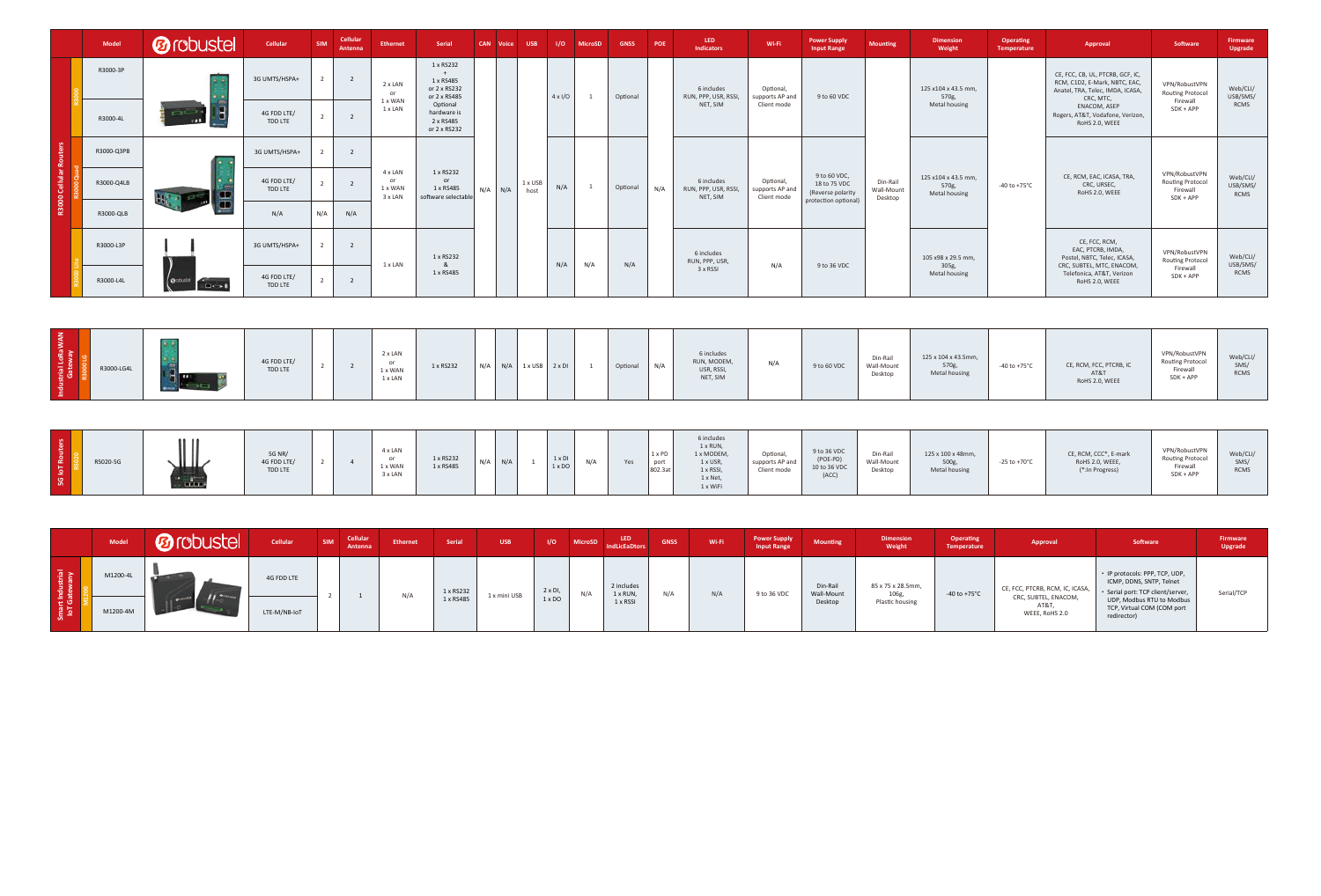| | | Model | robustel | Cellular | SIM | Cellular Antenna | Ethernet | Serial | CAN | Voice | USB | I/O | MicroSD | GNSS | POE | LED Indicators | Wi-Fi | Power Supply Input Range | Mounting | Dimension Weight | Operating Temperature | Approval | Software | Firmware Upgrade |
|---|---|---|---|---|---|---|---|---|---|---|---|---|---|---|---|---|---|---|---|---|---|---|---|---|
| R3000 Cellular Routers | R3000 | R3000-3P | | 3G UMTS/HSPA+ | 2 | 2 | 2 x LAN or 1 x WAN 1 x LAN | 1 x RS232 + 1 x RS485 or 2 x RS232 or 2 x RS485 Optional hardware is 2 x RS485 or 2 x RS232 | N/A | N/A | 1 x USB host | 4 x I/O | 1 | Optional | N/A | 6 includes RUN, PPP, USR, RSSI, NET, SIM | Optional, supports AP and Client mode | 9 to 60 VDC | Din-Rail Wall-Mount Desktop | 125 x104 x 43.5 mm, 570g, Metal housing | -40 to +75°C | CE, FCC, CB, UL, PTCRB, GCF, IC, RCM, C1D2, E-Mark, NBTC, EAC, Anatel, TRA, Telec, IMDA, ICASA, CRC, MTC, ENACOM, ASEP Rogers, AT&T, Vodafone, Verizon, RoHS 2.0, WEEE | VPN/RobustVPN Routing Protocol Firewall SDK + APP | Web/CLI/ USB/SMS/ RCMS |
| | | R3000-4L | | 4G FDD LTE/ TDD LTE | 2 | 2 | | | | | | | | | | | | | | | | | | |
| | R3000 Quad | R3000-Q3PB | | 3G UMTS/HSPA+ | 2 | 2 | 4 x LAN or 1 x WAN 3 x LAN | 1 x RS232 or 1 x RS485 software selectable | | | | N/A | 1 | Optional | | 6 includes RUN, PPP, USR, RSSI, NET, SIM | Optional, supports AP and Client mode | 9 to 60 VDC, 18 to 75 VDC (Reverse polarity protection optional) | | 125 x104 x 43.5 mm, 570g, Metal housing | | CE, RCM, EAC, ICASA, TRA, CRC, URSEC, RoHS 2.0, WEEE | VPN/RobustVPN Routing Protocol Firewall SDK + APP | Web/CLI/ USB/SMS/ RCMS |
| | | R3000-Q4LB | | 4G FDD LTE/ TDD LTE | 2 | 2 | | | | | | | | | | | | | | | | | | |
| | | R3000-QLB | | N/A | N/A | N/A | | | | | | | | | | | | | | | | | | |
| | R3000 Lite | R3000-L3P | | 3G UMTS/HSPA+ | 2 | 2 | 1 x LAN | 1 x RS232 & 1 x RS485 | | | | N/A | N/A | N/A | | 6 includes RUN, PPP, USR, 3 x RSSI | N/A | 9 to 36 VDC | | 105 x98 x 29.5 mm, 305g, Metal housing | | CE, FCC, RCM, EAC, PTCRB, IMDA, Postel, NBTC, Telec, ICASA, CRC, SUBTEL, MTC, ENACOM, Telefonica, AT&T, Verizon RoHS 2.0, WEEE | VPN/RobustVPN Routing Protocol Firewall SDK + APP | Web/CLI/ USB/SMS/ RCMS |
| | | R3000-L4L | | 4G FDD LTE/ TDD LTE | 2 | 2 | | | | | | | | | | | | | | | | | | |

| | | | | | | | | | | | | | | | | | | | | | | | | |
|---|---|---|---|---|---|---|---|---|---|---|---|---|---|---|---|---|---|---|---|---|---|---|---|---|
| Industrial LoRaWAN Gateway | R3000 LG | R3000-LG4L | | 4G FDD LTE/ TDD LTE | 2 | 2 | 2 x LAN or 1 x WAN 1 x LAN | 1 x RS232 | N/A | N/A | 1 x USB | 2 x DI | 1 | Optional | N/A | 6 includes RUN, MODEM, USR, RSSI, NET, SIM | N/A | 9 to 60 VDC | Din-Rail Wall-Mount Desktop | 125 x 104 x 43.5mm, 570g, Metal housing | -40 to +75°C | CE, RCM, FCC, PTCRB, IC AT&T RoHS 2.0, WEEE | VPN/RobustVPN Routing Protocol Firewall SDK + APP | Web/CLI/ SMS/ RCMS |

| | | | | | | | | | | | | | | | | | | | | | | | | |
|---|---|---|---|---|---|---|---|---|---|---|---|---|---|---|---|---|---|---|---|---|---|---|---|---|
| 5G IoT Routers | R5020 | R5020-5G | | 5G NR/ 4G FDD LTE/ TDD LTE | 2 | 4 | 4 x LAN or 1 x WAN 3 x LAN | 1 x RS232 1 x RS485 | N/A | N/A | 1 | 1 x DI 1 x DO | N/A | Yes | 1 x PD port 802.3at | 6 includes 1 x RUN, 1 x MODEM, 1 x USR, 1 x RSSI, 1 x Net, 1 x WiFi | Optional, supports AP and Client mode | 9 to 36 VDC (POE-PD) 10 to 36 VDC (ACC) | Din-Rail Wall-Mount Desktop | 125 x 100 x 48mm, 500g, Metal housing | -25 to +70°C | CE, RCM, CCC*, E-mark RoHS 2.0, WEEE, (*:In Progress) | VPN/RobustVPN Routing Protocol Firewall SDK + APP | Web/CLI/ SMS/ RCMS |

| | | Model | robustel | Cellular | SIM | Cellular Antenna | Ethernet | Serial | USB | I/O | MicroSD | LED IndLicEaDtors | GNSS | Wi-Fi | Power Supply Input Range | Mounting | Dimension Weight | Operating Temperature | Approval | Software | Firmware Upgrade |
|---|---|---|---|---|---|---|---|---|---|---|---|---|---|---|---|---|---|---|---|---|---|
| Smart Industrial IoT Gateway | M1200 | M1200-4L | | 4G FDD LTE | 2 | 1 | N/A | 1 x RS232 1 x RS485 | 1 x mini USB | 2 x DI, 1 x DO | N/A | 2 includes 1 x RUN, 1 x RSSI | N/A | N/A | 9 to 36 VDC | Din-Rail Wall-Mount Desktop | 85 x 75 x 28.5mm, 106g, Plastic housing | -40 to +75°C | CE, FCC, PTCRB, RCM, IC, ICASA, CRC, SUBTEL, ENACOM, AT&T, WEEE, RoHS 2.0 | • IP protocols: PPP, TCP, UDP, ICMP, DDNS, SNTP, Telnet • Serial port: TCP client/server, UDP, Modbus RTU to Modbus TCP, Virtual COM (COM port redirector) | Serial/TCP |
| | | M1200-4M | | LTE-M/NB-IoT | | | | | | | | | | | | | | | | | |